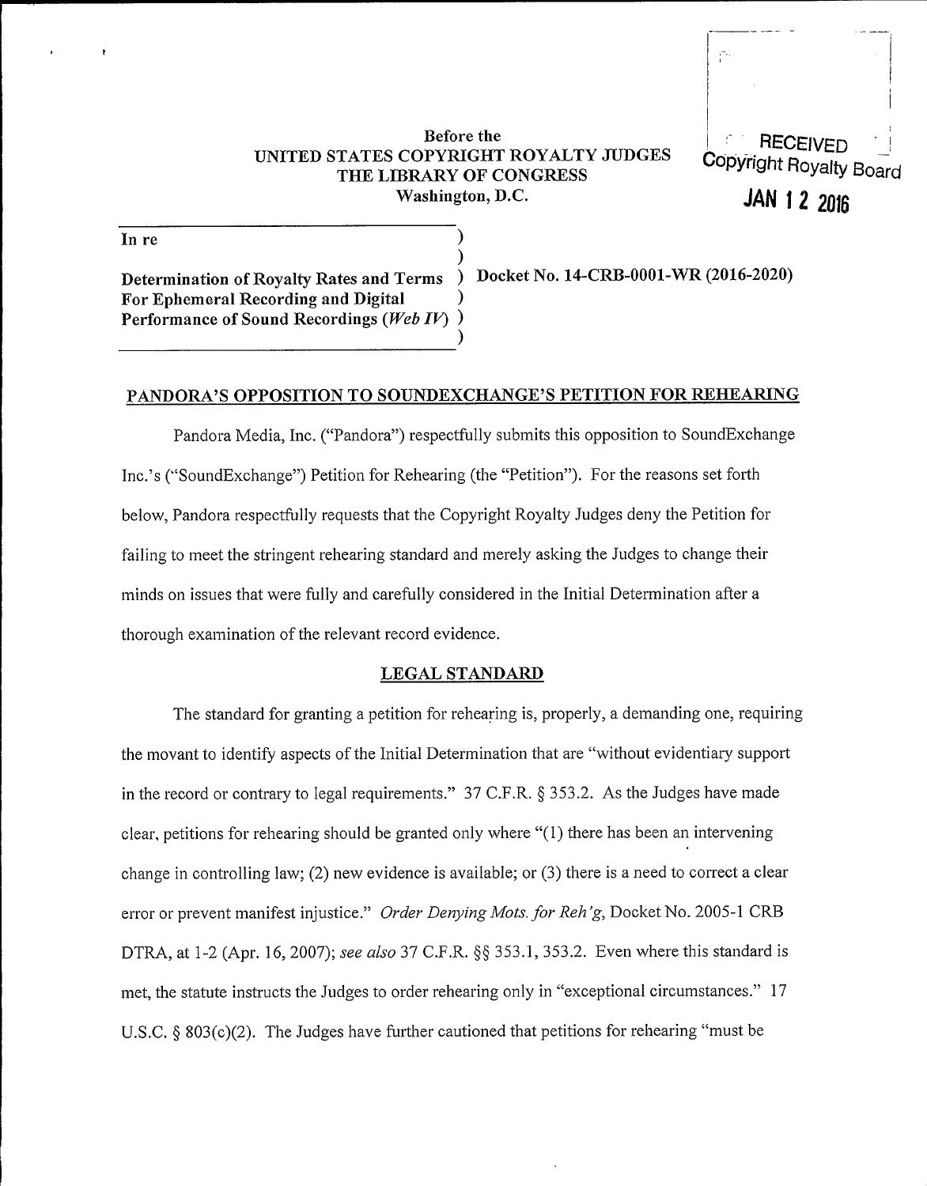Before the
UNITED STATES COPYRIGHT ROYALTY JUDGES
THE LIBRARY OF CONGRESS
Washington, D.C.

RECEIVED
Copyright Royalty Board
JAN 12 2016

In re

Determination of Royalty Rates and Terms For Ephemeral Recording and Digital Performance of Sound Recordings (*Web IV*)

Docket No. 14-CRB-0001-WR (2016-2020)

## PANDORA'S OPPOSITION TO SOUNDEXCHANGE'S PETITION FOR REHEARING

Pandora Media, Inc. ("Pandora") respectfully submits this opposition to SoundExchange Inc.'s ("SoundExchange") Petition for Rehearing (the "Petition"). For the reasons set forth below, Pandora respectfully requests that the Copyright Royalty Judges deny the Petition for failing to meet the stringent rehearing standard and merely asking the Judges to change their minds on issues that were fully and carefully considered in the Initial Determination after a thorough examination of the relevant record evidence.

## LEGAL STANDARD

The standard for granting a petition for rehearing is, properly, a demanding one, requiring the movant to identify aspects of the Initial Determination that are "without evidentiary support in the record or contrary to legal requirements." 37 C.F.R. § 353.2. As the Judges have made clear, petitions for rehearing should be granted only where "(1) there has been an intervening change in controlling law; (2) new evidence is available; or (3) there is a need to correct a clear error or prevent manifest injustice." *Order Denying Mots. for Reh'g*, Docket No. 2005-1 CRB DTRA, at 1-2 (Apr. 16, 2007); *see also* 37 C.F.R. §§ 353.1, 353.2. Even where this standard is met, the statute instructs the Judges to order rehearing only in "exceptional circumstances." 17 U.S.C. § 803(c)(2). The Judges have further cautioned that petitions for rehearing "must be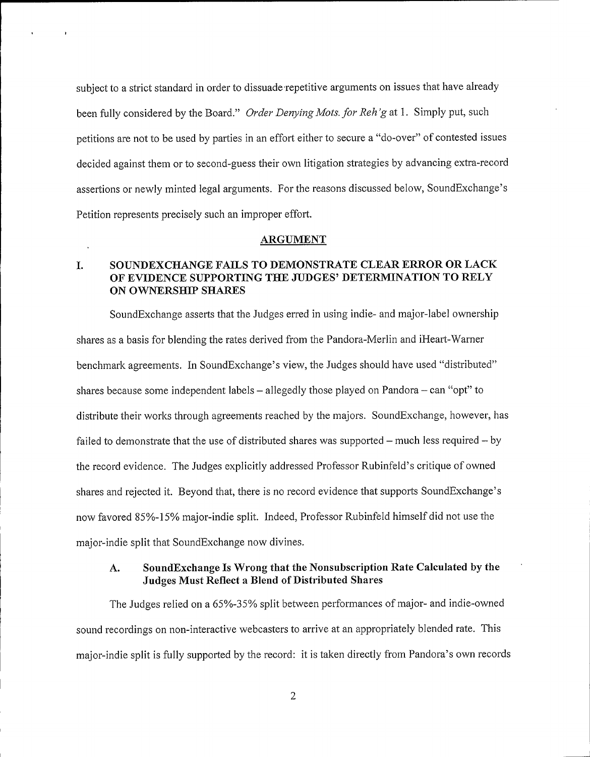subject to a strict standard in order to dissuade repetitive arguments on issues that have already been fully considered by the Board." *Order Denying Mots. for Reh'g* at 1. Simply put, such petitions are not to be used by parties in an effort either to secure a "do-over" of contested issues decided against them or to second-guess their own litigation strategies by advancing extra-record assertions or newly minted legal arguments. For the reasons discussed below, SoundExchange's Petition represents precisely such an improper effort.

## ARGUMENT

### I. SOUNDEXCHANGE FAILS TO DEMONSTRATE CLEAR ERROR OR LACK OF EVIDENCE SUPPORTING THE JUDGES' DETERMINATION TO RELY ON OWNERSHIP SHARES

SoundExchange asserts that the Judges erred in using indie- and major-label ownership shares as a basis for blending the rates derived from the Pandora-Merlin and iHeart-Warner benchmark agreements. In SoundExchange's view, the Judges should have used "distributed" shares because some independent labels – allegedly those played on Pandora – can "opt" to distribute their works through agreements reached by the majors. SoundExchange, however, has failed to demonstrate that the use of distributed shares was supported – much less required – by the record evidence. The Judges explicitly addressed Professor Rubinfeld's critique of owned shares and rejected it. Beyond that, there is no record evidence that supports SoundExchange's now favored 85%-15% major-indie split. Indeed, Professor Rubinfeld himself did not use the major-indie split that SoundExchange now divines.

#### A. SoundExchange Is Wrong that the Nonsubscription Rate Calculated by the Judges Must Reflect a Blend of Distributed Shares

The Judges relied on a 65%-35% split between performances of major- and indie-owned sound recordings on non-interactive webcasters to arrive at an appropriately blended rate. This major-indie split is fully supported by the record: it is taken directly from Pandora's own records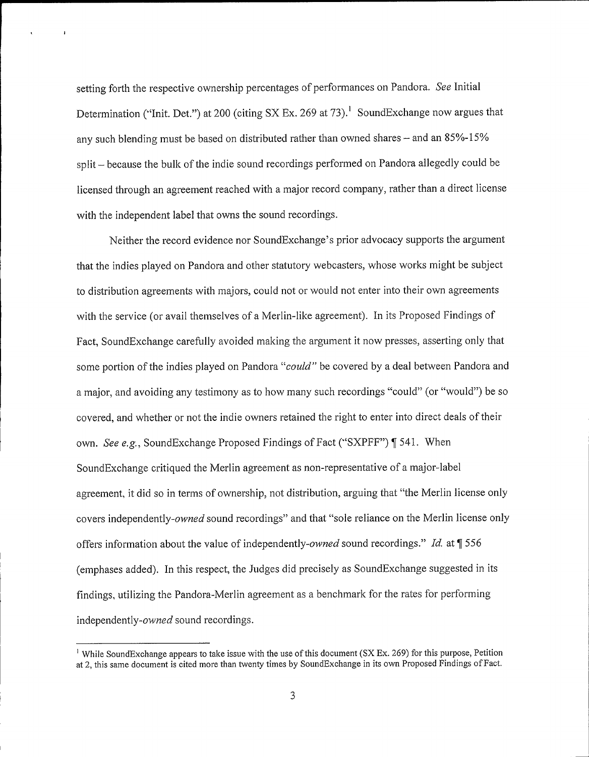setting forth the respective ownership percentages of performances on Pandora. *See* Initial Determination ("Init. Det.") at 200 (citing SX Ex. 269 at 73).[1] SoundExchange now argues that any such blending must be based on distributed rather than owned shares – and an 85%-15% split – because the bulk of the indie sound recordings performed on Pandora allegedly could be licensed through an agreement reached with a major record company, rather than a direct license with the independent label that owns the sound recordings.

Neither the record evidence nor SoundExchange's prior advocacy supports the argument that the indies played on Pandora and other statutory webcasters, whose works might be subject to distribution agreements with majors, could not or would not enter into their own agreements with the service (or avail themselves of a Merlin-like agreement). In its Proposed Findings of Fact, SoundExchange carefully avoided making the argument it now presses, asserting only that some portion of the indies played on Pandora "*could*" be covered by a deal between Pandora and a major, and avoiding any testimony as to how many such recordings "could" (or "would") be so covered, and whether or not the indie owners retained the right to enter into direct deals of their own. *See e.g.*, SoundExchange Proposed Findings of Fact ("SXPFF") ¶ 541. When SoundExchange critiqued the Merlin agreement as non-representative of a major-label agreement, it did so in terms of ownership, not distribution, arguing that "the Merlin license only covers independently-*owned* sound recordings" and that "sole reliance on the Merlin license only offers information about the value of independently-*owned* sound recordings." *Id.* at ¶ 556 (emphases added). In this respect, the Judges did precisely as SoundExchange suggested in its findings, utilizing the Pandora-Merlin agreement as a benchmark for the rates for performing independently-*owned* sound recordings.

---

[1] While SoundExchange appears to take issue with the use of this document (SX Ex. 269) for this purpose, Petition at 2, this same document is cited more than twenty times by SoundExchange in its own Proposed Findings of Fact.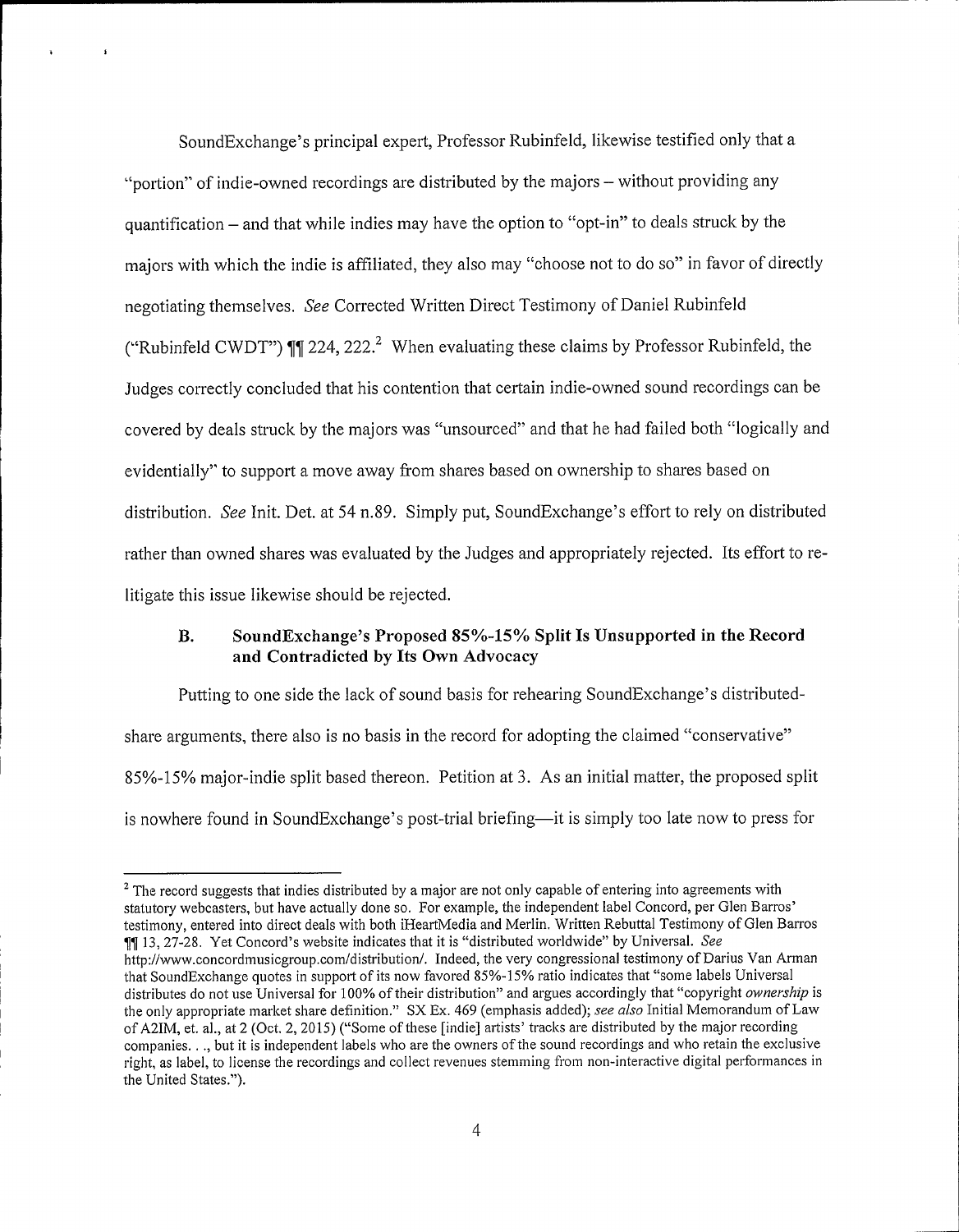SoundExchange's principal expert, Professor Rubinfeld, likewise testified only that a "portion" of indie-owned recordings are distributed by the majors – without providing any quantification – and that while indies may have the option to "opt-in" to deals struck by the majors with which the indie is affiliated, they also may "choose not to do so" in favor of directly negotiating themselves. *See* Corrected Written Direct Testimony of Daniel Rubinfeld ("Rubinfeld CWDT") ¶¶ 224, 222.[2] When evaluating these claims by Professor Rubinfeld, the Judges correctly concluded that his contention that certain indie-owned sound recordings can be covered by deals struck by the majors was "unsourced" and that he had failed both "logically and evidentially" to support a move away from shares based on ownership to shares based on distribution. *See* Init. Det. at 54 n.89. Simply put, SoundExchange's effort to rely on distributed rather than owned shares was evaluated by the Judges and appropriately rejected. Its effort to re-litigate this issue likewise should be rejected.

### B. SoundExchange's Proposed 85%-15% Split Is Unsupported in the Record and Contradicted by Its Own Advocacy

Putting to one side the lack of sound basis for rehearing SoundExchange's distributed-share arguments, there also is no basis in the record for adopting the claimed "conservative" 85%-15% major-indie split based thereon. Petition at 3. As an initial matter, the proposed split is nowhere found in SoundExchange's post-trial briefing—it is simply too late now to press for

[2] The record suggests that indies distributed by a major are not only capable of entering into agreements with statutory webcasters, but have actually done so. For example, the independent label Concord, per Glen Barros' testimony, entered into direct deals with both iHeartMedia and Merlin. Written Rebuttal Testimony of Glen Barros ¶¶ 13, 27-28. Yet Concord's website indicates that it is "distributed worldwide" by Universal. *See* http://www.concordmusicgroup.com/distribution/. Indeed, the very congressional testimony of Darius Van Arman that SoundExchange quotes in support of its now favored 85%-15% ratio indicates that "some labels Universal distributes do not use Universal for 100% of their distribution" and argues accordingly that "copyright *ownership* is the only appropriate market share definition." SX Ex. 469 (emphasis added); *see also* Initial Memorandum of Law of A2IM, et. al., at 2 (Oct. 2, 2015) ("Some of these [indie] artists' tracks are distributed by the major recording companies. . ., but it is independent labels who are the owners of the sound recordings and who retain the exclusive right, as label, to license the recordings and collect revenues stemming from non-interactive digital performances in the United States.").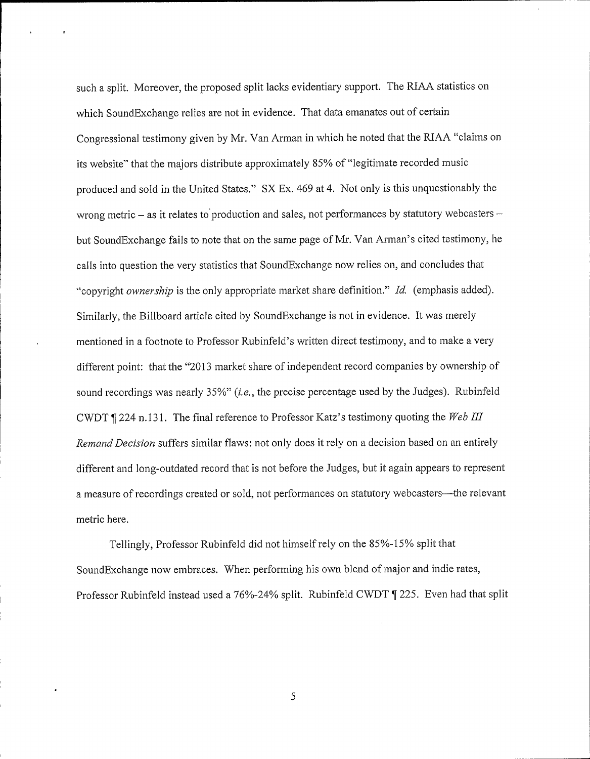such a split. Moreover, the proposed split lacks evidentiary support. The RIAA statistics on which SoundExchange relies are not in evidence. That data emanates out of certain Congressional testimony given by Mr. Van Arman in which he noted that the RIAA "claims on its website" that the majors distribute approximately 85% of "legitimate recorded music produced and sold in the United States." SX Ex. 469 at 4. Not only is this unquestionably the wrong metric – as it relates to production and sales, not performances by statutory webcasters – but SoundExchange fails to note that on the same page of Mr. Van Arman's cited testimony, he calls into question the very statistics that SoundExchange now relies on, and concludes that "copyright *ownership* is the only appropriate market share definition." *Id.* (emphasis added). Similarly, the Billboard article cited by SoundExchange is not in evidence. It was merely mentioned in a footnote to Professor Rubinfeld's written direct testimony, and to make a very different point: that the "2013 market share of independent record companies by ownership of sound recordings was nearly 35%" (*i.e.*, the precise percentage used by the Judges). Rubinfeld CWDT ¶ 224 n.131. The final reference to Professor Katz's testimony quoting the *Web III Remand Decision* suffers similar flaws: not only does it rely on a decision based on an entirely different and long-outdated record that is not before the Judges, but it again appears to represent a measure of recordings created or sold, not performances on statutory webcasters—the relevant metric here.

Tellingly, Professor Rubinfeld did not himself rely on the 85%-15% split that SoundExchange now embraces. When performing his own blend of major and indie rates, Professor Rubinfeld instead used a 76%-24% split. Rubinfeld CWDT ¶ 225. Even had that split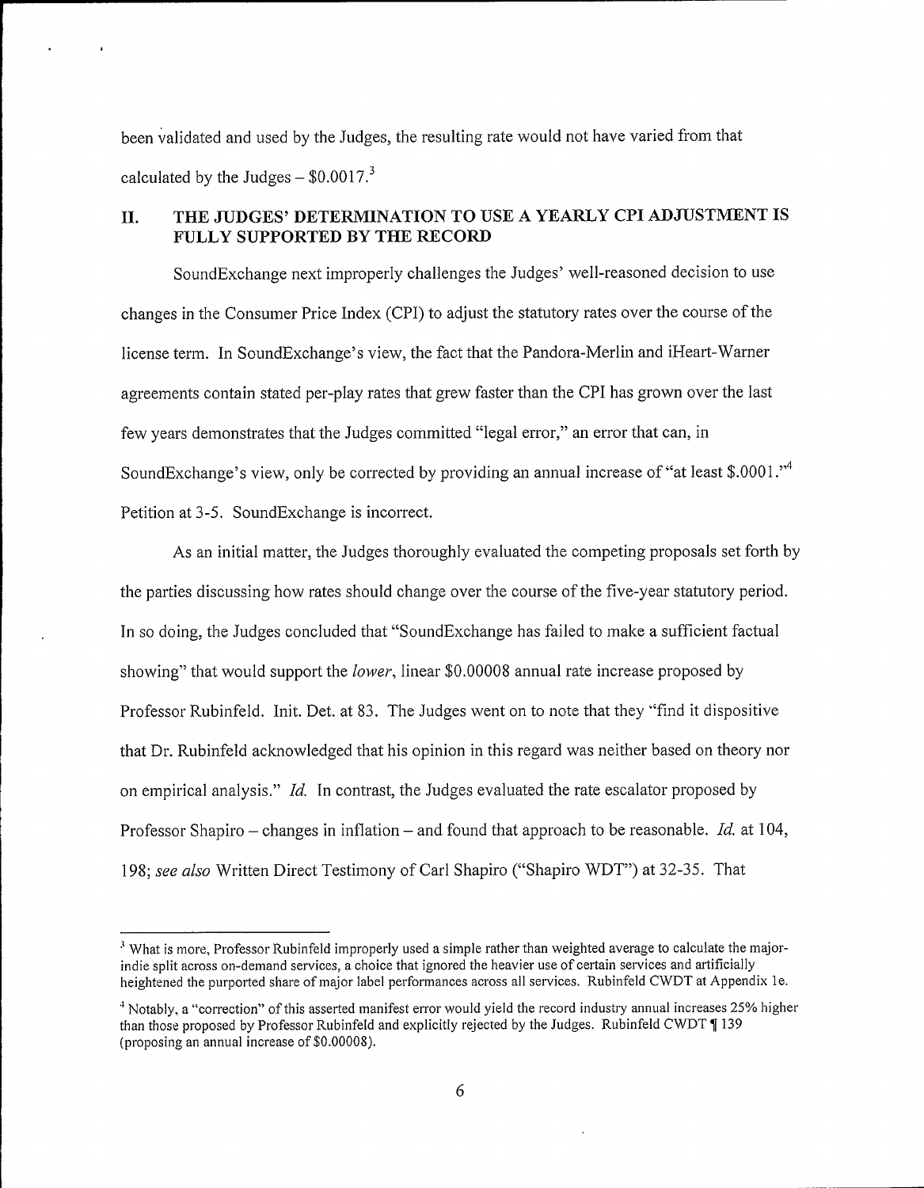been validated and used by the Judges, the resulting rate would not have varied from that calculated by the Judges – $0.0017.[3]

## II. THE JUDGES' DETERMINATION TO USE A YEARLY CPI ADJUSTMENT IS FULLY SUPPORTED BY THE RECORD

SoundExchange next improperly challenges the Judges' well-reasoned decision to use changes in the Consumer Price Index (CPI) to adjust the statutory rates over the course of the license term. In SoundExchange's view, the fact that the Pandora-Merlin and iHeart-Warner agreements contain stated per-play rates that grew faster than the CPI has grown over the last few years demonstrates that the Judges committed "legal error," an error that can, in SoundExchange's view, only be corrected by providing an annual increase of "at least $.0001."[4] Petition at 3-5. SoundExchange is incorrect.

As an initial matter, the Judges thoroughly evaluated the competing proposals set forth by the parties discussing how rates should change over the course of the five-year statutory period. In so doing, the Judges concluded that "SoundExchange has failed to make a sufficient factual showing" that would support the *lower*, linear $0.00008 annual rate increase proposed by Professor Rubinfeld. Init. Det. at 83. The Judges went on to note that they "find it dispositive that Dr. Rubinfeld acknowledged that his opinion in this regard was neither based on theory nor on empirical analysis." *Id.* In contrast, the Judges evaluated the rate escalator proposed by Professor Shapiro – changes in inflation – and found that approach to be reasonable. *Id.* at 104, 198; *see also* Written Direct Testimony of Carl Shapiro ("Shapiro WDT") at 32-35. That

---

[3] What is more, Professor Rubinfeld improperly used a simple rather than weighted average to calculate the major-indie split across on-demand services, a choice that ignored the heavier use of certain services and artificially heightened the purported share of major label performances across all services. Rubinfeld CWDT at Appendix 1e.

[4] Notably, a "correction" of this asserted manifest error would yield the record industry annual increases 25% higher than those proposed by Professor Rubinfeld and explicitly rejected by the Judges. Rubinfeld CWDT ¶ 139 (proposing an annual increase of $0.00008).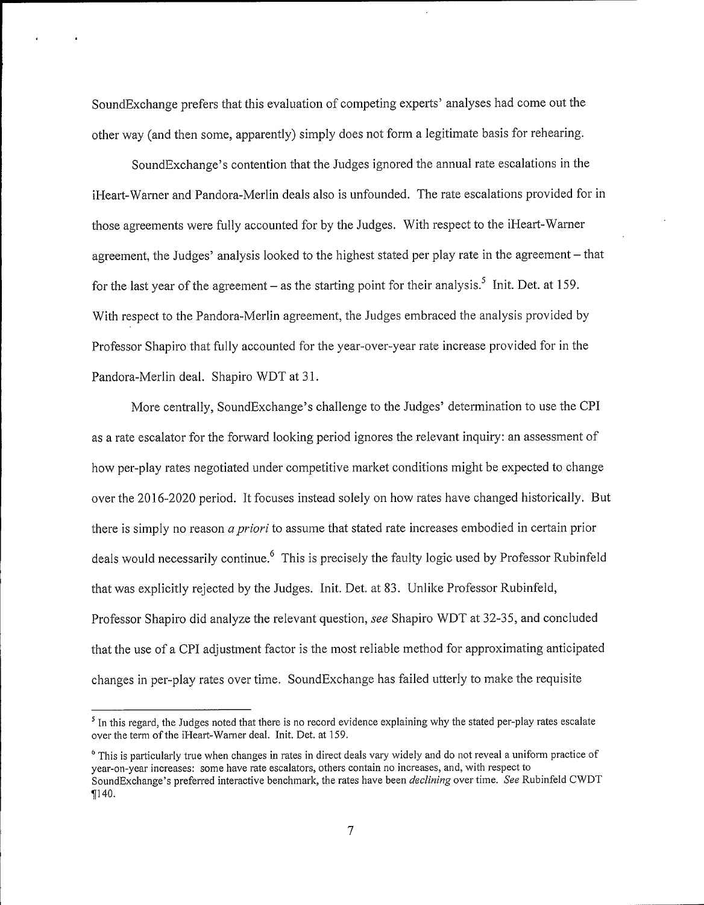SoundExchange prefers that this evaluation of competing experts' analyses had come out the other way (and then some, apparently) simply does not form a legitimate basis for rehearing.

SoundExchange's contention that the Judges ignored the annual rate escalations in the iHeart-Warner and Pandora-Merlin deals also is unfounded. The rate escalations provided for in those agreements were fully accounted for by the Judges. With respect to the iHeart-Warner agreement, the Judges' analysis looked to the highest stated per play rate in the agreement – that for the last year of the agreement – as the starting point for their analysis.[5] Init. Det. at 159. With respect to the Pandora-Merlin agreement, the Judges embraced the analysis provided by Professor Shapiro that fully accounted for the year-over-year rate increase provided for in the Pandora-Merlin deal. Shapiro WDT at 31.

More centrally, SoundExchange's challenge to the Judges' determination to use the CPI as a rate escalator for the forward looking period ignores the relevant inquiry: an assessment of how per-play rates negotiated under competitive market conditions might be expected to change over the 2016-2020 period. It focuses instead solely on how rates have changed historically. But there is simply no reason *a priori* to assume that stated rate increases embodied in certain prior deals would necessarily continue.[6] This is precisely the faulty logic used by Professor Rubinfeld that was explicitly rejected by the Judges. Init. Det. at 83. Unlike Professor Rubinfeld, Professor Shapiro did analyze the relevant question, *see* Shapiro WDT at 32-35, and concluded that the use of a CPI adjustment factor is the most reliable method for approximating anticipated changes in per-play rates over time. SoundExchange has failed utterly to make the requisite

---

[5] In this regard, the Judges noted that there is no record evidence explaining why the stated per-play rates escalate over the term of the iHeart-Warner deal. Init. Det. at 159.

[6] This is particularly true when changes in rates in direct deals vary widely and do not reveal a uniform practice of year-on-year increases: some have rate escalators, others contain no increases, and, with respect to SoundExchange's preferred interactive benchmark, the rates have been *declining* over time. *See* Rubinfeld CWDT ¶140.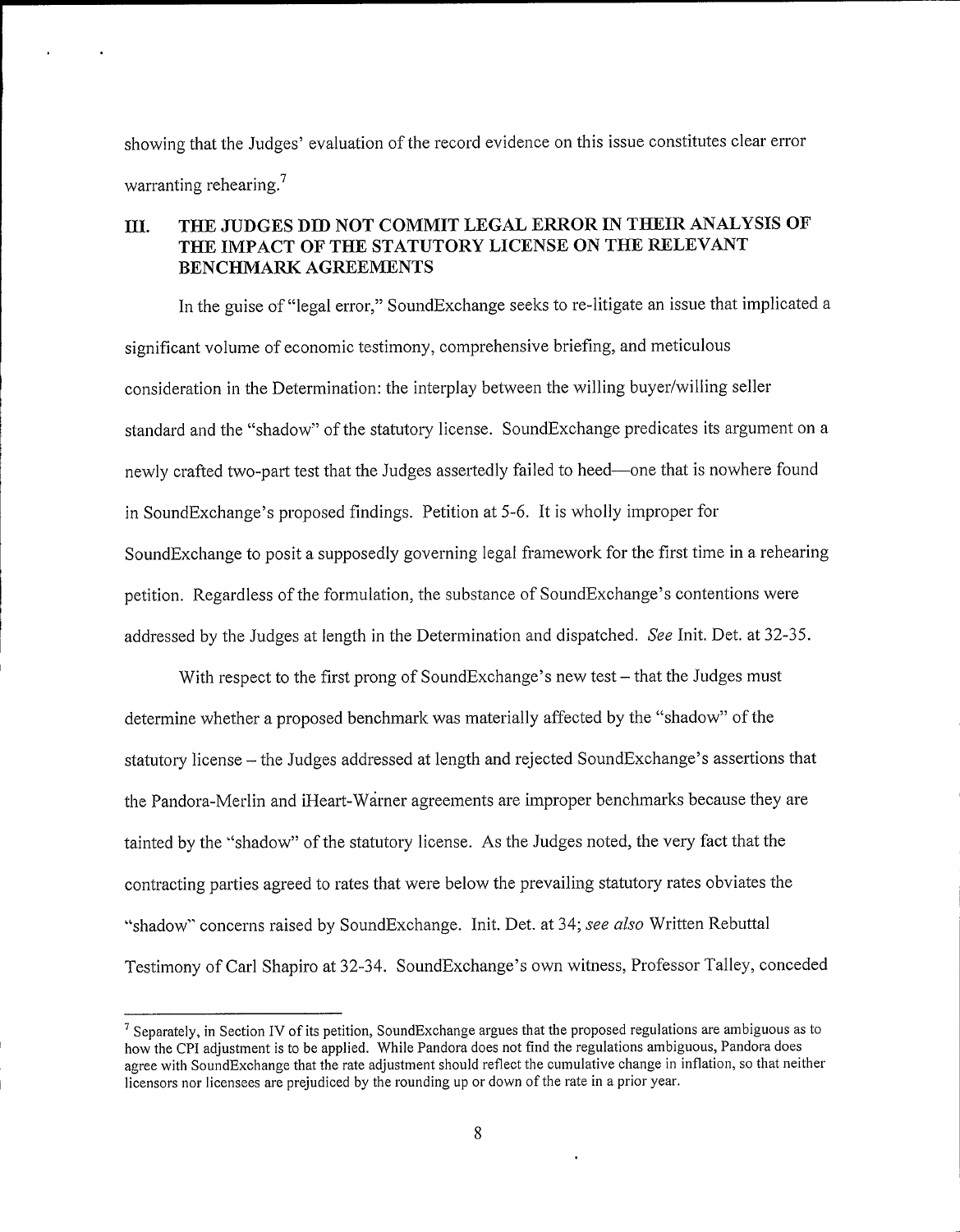showing that the Judges' evaluation of the record evidence on this issue constitutes clear error warranting rehearing.[7]

## III. THE JUDGES DID NOT COMMIT LEGAL ERROR IN THEIR ANALYSIS OF THE IMPACT OF THE STATUTORY LICENSE ON THE RELEVANT BENCHMARK AGREEMENTS

In the guise of "legal error," SoundExchange seeks to re-litigate an issue that implicated a significant volume of economic testimony, comprehensive briefing, and meticulous consideration in the Determination: the interplay between the willing buyer/willing seller standard and the "shadow" of the statutory license. SoundExchange predicates its argument on a newly crafted two-part test that the Judges assertedly failed to heed—one that is nowhere found in SoundExchange's proposed findings. Petition at 5-6. It is wholly improper for SoundExchange to posit a supposedly governing legal framework for the first time in a rehearing petition. Regardless of the formulation, the substance of SoundExchange's contentions were addressed by the Judges at length in the Determination and dispatched. *See* Init. Det. at 32-35.

With respect to the first prong of SoundExchange's new test – that the Judges must determine whether a proposed benchmark was materially affected by the "shadow" of the statutory license – the Judges addressed at length and rejected SoundExchange's assertions that the Pandora-Merlin and iHeart-Warner agreements are improper benchmarks because they are tainted by the "shadow" of the statutory license. As the Judges noted, the very fact that the contracting parties agreed to rates that were below the prevailing statutory rates obviates the "shadow" concerns raised by SoundExchange. Init. Det. at 34; *see also* Written Rebuttal Testimony of Carl Shapiro at 32-34. SoundExchange's own witness, Professor Talley, conceded

---

[7] Separately, in Section IV of its petition, SoundExchange argues that the proposed regulations are ambiguous as to how the CPI adjustment is to be applied. While Pandora does not find the regulations ambiguous, Pandora does agree with SoundExchange that the rate adjustment should reflect the cumulative change in inflation, so that neither licensors nor licensees are prejudiced by the rounding up or down of the rate in a prior year.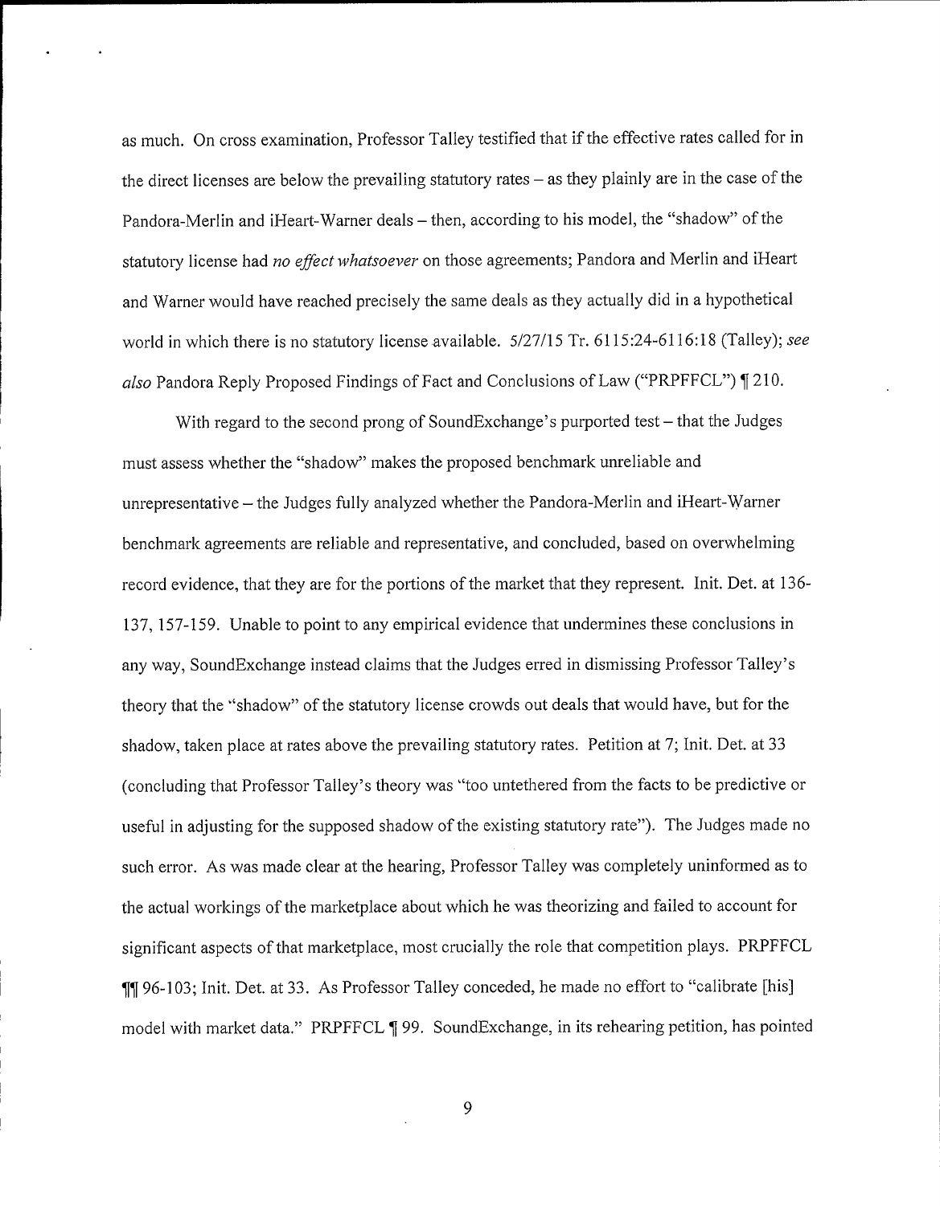as much. On cross examination, Professor Talley testified that if the effective rates called for in the direct licenses are below the prevailing statutory rates – as they plainly are in the case of the Pandora-Merlin and iHeart-Warner deals – then, according to his model, the "shadow" of the statutory license had *no effect whatsoever* on those agreements; Pandora and Merlin and iHeart and Warner would have reached precisely the same deals as they actually did in a hypothetical world in which there is no statutory license available. 5/27/15 Tr. 6115:24-6116:18 (Talley); *see also* Pandora Reply Proposed Findings of Fact and Conclusions of Law ("PRPFFCL") ¶ 210.

With regard to the second prong of SoundExchange's purported test – that the Judges must assess whether the "shadow" makes the proposed benchmark unreliable and unrepresentative – the Judges fully analyzed whether the Pandora-Merlin and iHeart-Warner benchmark agreements are reliable and representative, and concluded, based on overwhelming record evidence, that they are for the portions of the market that they represent. Init. Det. at 136-137, 157-159. Unable to point to any empirical evidence that undermines these conclusions in any way, SoundExchange instead claims that the Judges erred in dismissing Professor Talley's theory that the "shadow" of the statutory license crowds out deals that would have, but for the shadow, taken place at rates above the prevailing statutory rates. Petition at 7; Init. Det. at 33 (concluding that Professor Talley's theory was "too untethered from the facts to be predictive or useful in adjusting for the supposed shadow of the existing statutory rate"). The Judges made no such error. As was made clear at the hearing, Professor Talley was completely uninformed as to the actual workings of the marketplace about which he was theorizing and failed to account for significant aspects of that marketplace, most crucially the role that competition plays. PRPFFCL ¶¶ 96-103; Init. Det. at 33. As Professor Talley conceded, he made no effort to "calibrate [his] model with market data." PRPFFCL ¶ 99. SoundExchange, in its rehearing petition, has pointed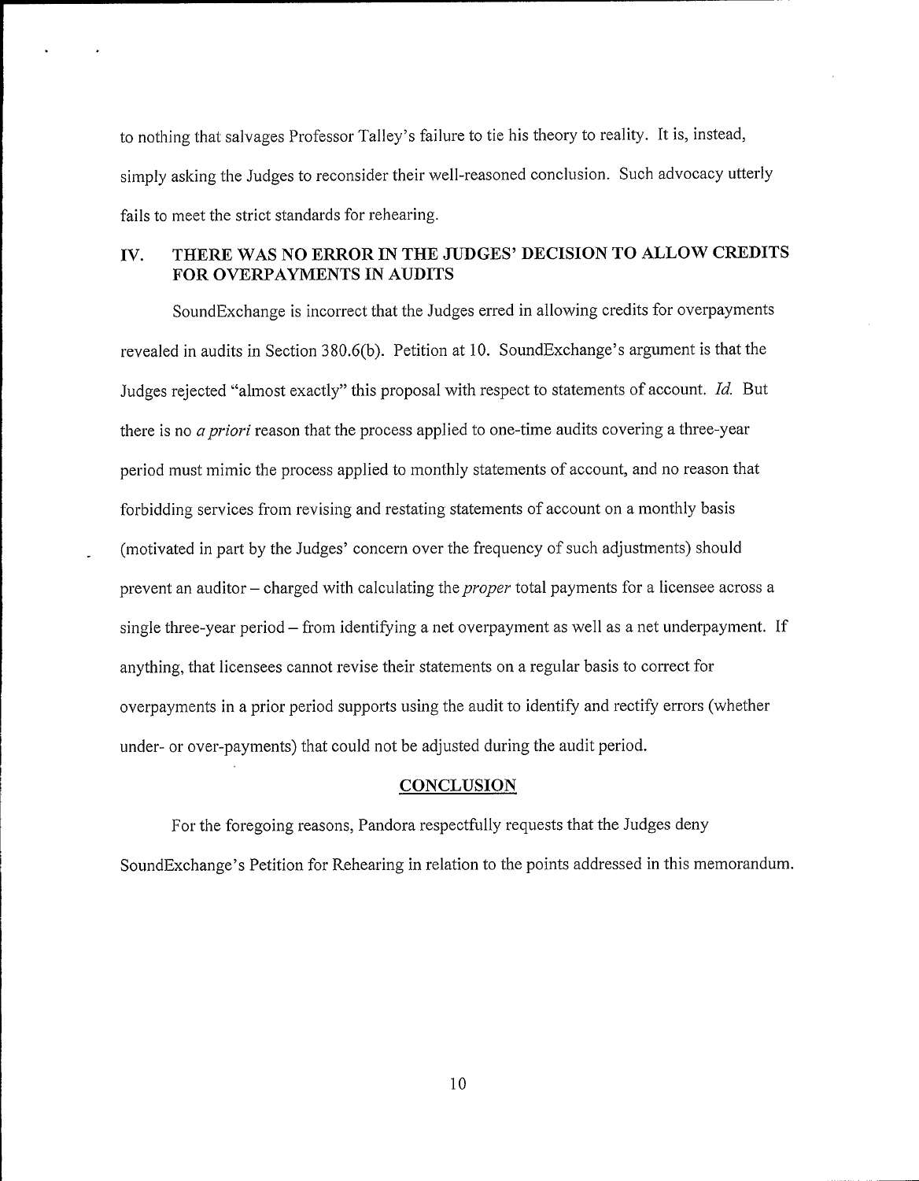to nothing that salvages Professor Talley's failure to tie his theory to reality. It is, instead, simply asking the Judges to reconsider their well-reasoned conclusion. Such advocacy utterly fails to meet the strict standards for rehearing.

## IV. THERE WAS NO ERROR IN THE JUDGES' DECISION TO ALLOW CREDITS FOR OVERPAYMENTS IN AUDITS

SoundExchange is incorrect that the Judges erred in allowing credits for overpayments revealed in audits in Section 380.6(b). Petition at 10. SoundExchange's argument is that the Judges rejected "almost exactly" this proposal with respect to statements of account. *Id.* But there is no *a priori* reason that the process applied to one-time audits covering a three-year period must mimic the process applied to monthly statements of account, and no reason that forbidding services from revising and restating statements of account on a monthly basis (motivated in part by the Judges' concern over the frequency of such adjustments) should prevent an auditor – charged with calculating the *proper* total payments for a licensee across a single three-year period – from identifying a net overpayment as well as a net underpayment. If anything, that licensees cannot revise their statements on a regular basis to correct for overpayments in a prior period supports using the audit to identify and rectify errors (whether under- or over-payments) that could not be adjusted during the audit period.

## CONCLUSION

For the foregoing reasons, Pandora respectfully requests that the Judges deny SoundExchange's Petition for Rehearing in relation to the points addressed in this memorandum.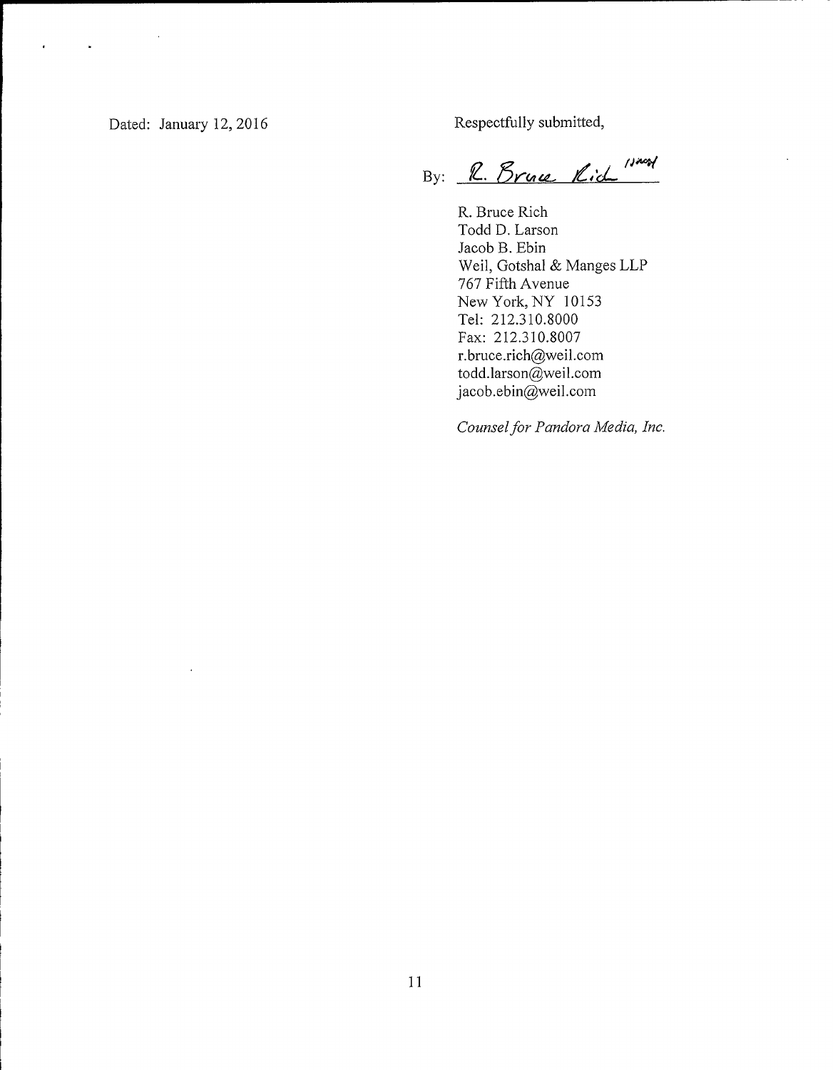Dated: January 12, 2016

Respectfully submitted,

By: R. Bruce Rich /JBE

R. Bruce Rich
Todd D. Larson
Jacob B. Ebin
Weil, Gotshal & Manges LLP
767 Fifth Avenue
New York, NY 10153
Tel: 212.310.8000
Fax: 212.310.8007
r.bruce.rich@weil.com
todd.larson@weil.com
jacob.ebin@weil.com

*Counsel for Pandora Media, Inc.*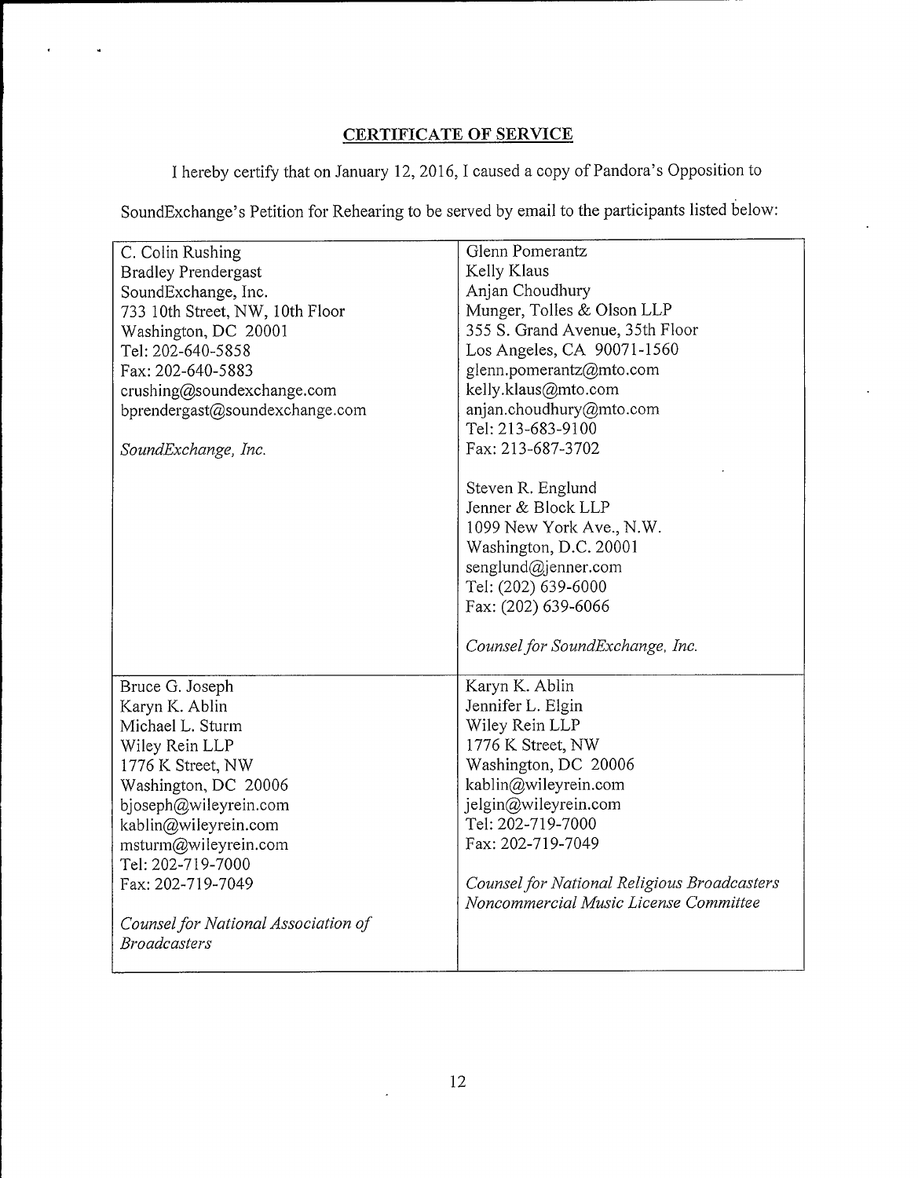## CERTIFICATE OF SERVICE

I hereby certify that on January 12, 2016, I caused a copy of Pandora's Opposition to SoundExchange's Petition for Rehearing to be served by email to the participants listed below:

| | |
|---|---|
| C. Colin Rushing<br>Bradley Prendergast<br>SoundExchange, Inc.<br>733 10th Street, NW, 10th Floor<br>Washington, DC 20001<br>Tel: 202-640-5858<br>Fax: 202-640-5883<br>crushing@soundexchange.com<br>bprendergast@soundexchange.com<br><br>*SoundExchange, Inc.* | Glenn Pomerantz<br>Kelly Klaus<br>Anjan Choudhury<br>Munger, Tolles & Olson LLP<br>355 S. Grand Avenue, 35th Floor<br>Los Angeles, CA 90071-1560<br>glenn.pomerantz@mto.com<br>kelly.klaus@mto.com<br>anjan.choudhury@mto.com<br>Tel: 213-683-9100<br>Fax: 213-687-3702<br><br>Steven R. Englund<br>Jenner & Block LLP<br>1099 New York Ave., N.W.<br>Washington, D.C. 20001<br>senglund@jenner.com<br>Tel: (202) 639-6000<br>Fax: (202) 639-6066<br><br>*Counsel for SoundExchange, Inc.* |
| Bruce G. Joseph<br>Karyn K. Ablin<br>Michael L. Sturm<br>Wiley Rein LLP<br>1776 K Street, NW<br>Washington, DC 20006<br>bjoseph@wileyrein.com<br>kablin@wileyrein.com<br>msturm@wileyrein.com<br>Tel: 202-719-7000<br>Fax: 202-719-7049<br><br>*Counsel for National Association of Broadcasters* | Karyn K. Ablin<br>Jennifer L. Elgin<br>Wiley Rein LLP<br>1776 K Street, NW<br>Washington, DC 20006<br>kablin@wileyrein.com<br>jelgin@wileyrein.com<br>Tel: 202-719-7000<br>Fax: 202-719-7049<br><br>*Counsel for National Religious Broadcasters Noncommercial Music License Committee* |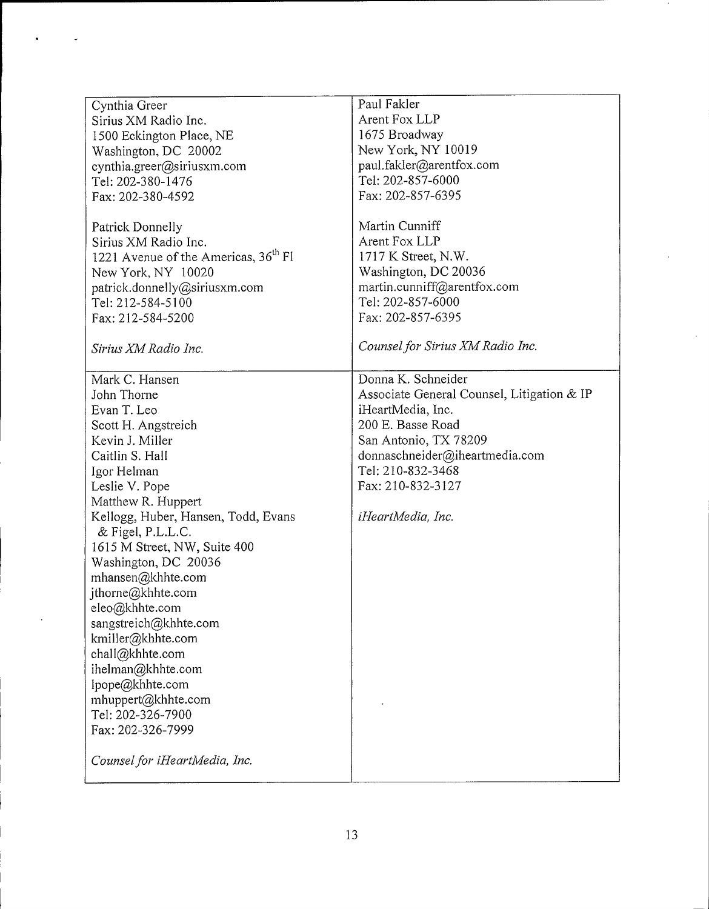| | |
|---|---|
| Cynthia Greer<br>Sirius XM Radio Inc.<br>1500 Eckington Place, NE<br>Washington, DC 20002<br>cynthia.greer@siriusxm.com<br>Tel: 202-380-1476<br>Fax: 202-380-4592<br><br>Patrick Donnelly<br>Sirius XM Radio Inc.<br>1221 Avenue of the Americas, 36th Fl<br>New York, NY 10020<br>patrick.donnelly@siriusxm.com<br>Tel: 212-584-5100<br>Fax: 212-584-5200<br><br>*Sirius XM Radio Inc.* | Paul Fakler<br>Arent Fox LLP<br>1675 Broadway<br>New York, NY 10019<br>paul.fakler@arentfox.com<br>Tel: 202-857-6000<br>Fax: 202-857-6395<br><br>Martin Cunniff<br>Arent Fox LLP<br>1717 K Street, N.W.<br>Washington, DC 20036<br>martin.cunniff@arentfox.com<br>Tel: 202-857-6000<br>Fax: 202-857-6395<br><br>*Counsel for Sirius XM Radio Inc.* |
| Mark C. Hansen<br>John Thorne<br>Evan T. Leo<br>Scott H. Angstreich<br>Kevin J. Miller<br>Caitlin S. Hall<br>Igor Helman<br>Leslie V. Pope<br>Matthew R. Huppert<br>Kellogg, Huber, Hansen, Todd, Evans & Figel, P.L.L.C.<br>1615 M Street, NW, Suite 400<br>Washington, DC 20036<br>mhansen@khhte.com<br>jthorne@khhte.com<br>eleo@khhte.com<br>sangstreich@khhte.com<br>kmiller@khhte.com<br>chall@khhte.com<br>ihelman@khhte.com<br>lpope@khhte.com<br>mhuppert@khhte.com<br>Tel: 202-326-7900<br>Fax: 202-326-7999<br><br>*Counsel for iHeartMedia, Inc.* | Donna K. Schneider<br>Associate General Counsel, Litigation & IP<br>iHeartMedia, Inc.<br>200 E. Basse Road<br>San Antonio, TX 78209<br>donnaschneider@iheartmedia.com<br>Tel: 210-832-3468<br>Fax: 210-832-3127<br><br>*iHeartMedia, Inc.* |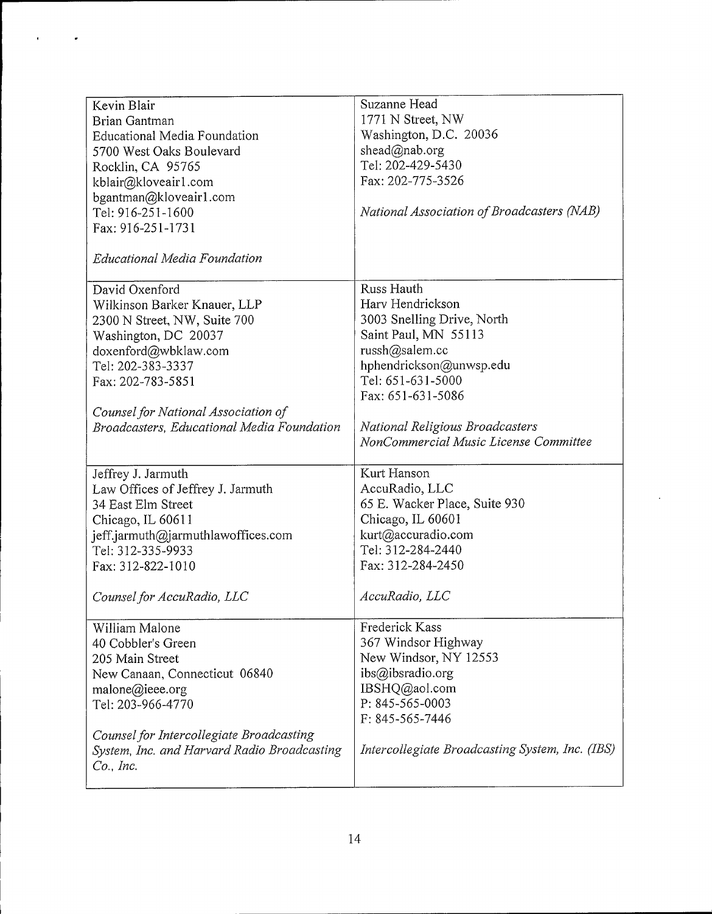| | |
|---|---|
| Kevin Blair<br>Brian Gantman<br>Educational Media Foundation<br>5700 West Oaks Boulevard<br>Rocklin, CA 95765<br>kblair@kloveair1.com<br>bgantman@kloveair1.com<br>Tel: 916-251-1600<br>Fax: 916-251-1731<br><br>*Educational Media Foundation* | Suzanne Head<br>1771 N Street, NW<br>Washington, D.C. 20036<br>shead@nab.org<br>Tel: 202-429-5430<br>Fax: 202-775-3526<br><br>*National Association of Broadcasters (NAB)* |
| David Oxenford<br>Wilkinson Barker Knauer, LLP<br>2300 N Street, NW, Suite 700<br>Washington, DC 20037<br>doxenford@wbklaw.com<br>Tel: 202-383-3337<br>Fax: 202-783-5851<br><br>*Counsel for National Association of Broadcasters, Educational Media Foundation* | Russ Hauth<br>Harv Hendrickson<br>3003 Snelling Drive, North<br>Saint Paul, MN 55113<br>russh@salem.cc<br>hphendrickson@unwsp.edu<br>Tel: 651-631-5000<br>Fax: 651-631-5086<br><br>*National Religious Broadcasters NonCommercial Music License Committee* |
| Jeffrey J. Jarmuth<br>Law Offices of Jeffrey J. Jarmuth<br>34 East Elm Street<br>Chicago, IL 60611<br>jeff.jarmuth@jarmuthlawoffices.com<br>Tel: 312-335-9933<br>Fax: 312-822-1010<br><br>*Counsel for AccuRadio, LLC* | Kurt Hanson<br>AccuRadio, LLC<br>65 E. Wacker Place, Suite 930<br>Chicago, IL 60601<br>kurt@accuradio.com<br>Tel: 312-284-2440<br>Fax: 312-284-2450<br><br>*AccuRadio, LLC* |
| William Malone<br>40 Cobbler's Green<br>205 Main Street<br>New Canaan, Connecticut 06840<br>malone@ieee.org<br>Tel: 203-966-4770<br><br>*Counsel for Intercollegiate Broadcasting System, Inc. and Harvard Radio Broadcasting Co., Inc.* | Frederick Kass<br>367 Windsor Highway<br>New Windsor, NY 12553<br>ibs@ibsradio.org<br>IBSHQ@aol.com<br>P: 845-565-0003<br>F: 845-565-7446<br><br>*Intercollegiate Broadcasting System, Inc. (IBS)* |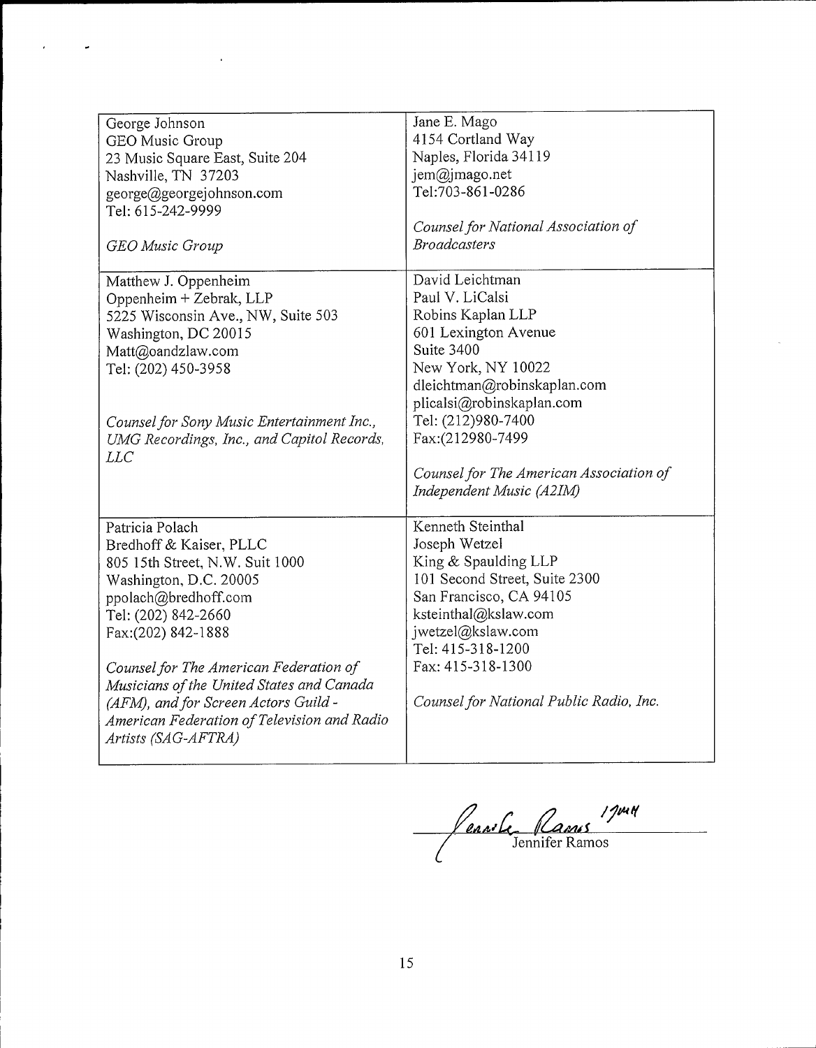| | |
|---|---|
| George Johnson<br>GEO Music Group<br>23 Music Square East, Suite 204<br>Nashville, TN 37203<br>george@georgejohnson.com<br>Tel: 615-242-9999<br><br>*GEO Music Group* | Jane E. Mago<br>4154 Cortland Way<br>Naples, Florida 34119<br>jem@jmago.net<br>Tel:703-861-0286<br><br>*Counsel for National Association of Broadcasters* |
| Matthew J. Oppenheim<br>Oppenheim + Zebrak, LLP<br>5225 Wisconsin Ave., NW, Suite 503<br>Washington, DC 20015<br>Matt@oandzlaw.com<br>Tel: (202) 450-3958<br><br>*Counsel for Sony Music Entertainment Inc., UMG Recordings, Inc., and Capitol Records, LLC* | David Leichtman<br>Paul V. LiCalsi<br>Robins Kaplan LLP<br>601 Lexington Avenue<br>Suite 3400<br>New York, NY 10022<br>dleichtman@robinskaplan.com<br>plicalsi@robinskaplan.com<br>Tel: (212)980-7400<br>Fax:(212980-7499<br><br>*Counsel for The American Association of Independent Music (A2IM)* |
| Patricia Polach<br>Bredhoff & Kaiser, PLLC<br>805 15th Street, N.W. Suit 1000<br>Washington, D.C. 20005<br>ppolach@bredhoff.com<br>Tel: (202) 842-2660<br>Fax:(202) 842-1888<br><br>*Counsel for The American Federation of Musicians of the United States and Canada (AFM), and for Screen Actors Guild - American Federation of Television and Radio Artists (SAG-AFTRA)* | Kenneth Steinthal<br>Joseph Wetzel<br>King & Spaulding LLP<br>101 Second Street, Suite 2300<br>San Francisco, CA 94105<br>ksteinthal@kslaw.com<br>jwetzel@kslaw.com<br>Tel: 415-318-1200<br>Fax: 415-318-1300<br><br>*Counsel for National Public Radio, Inc.* |

Jennifer Ramos